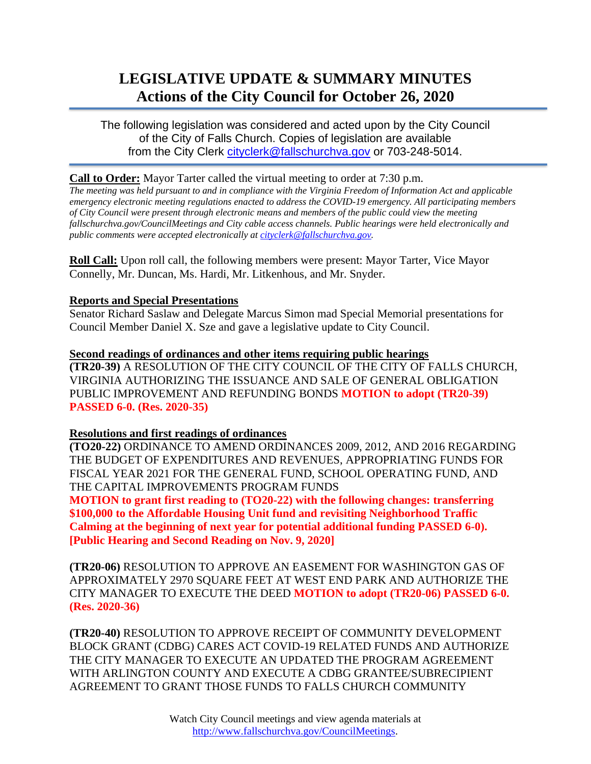# LEGISLATIVE UPDATE & SUMMARY MINUTES
# Actions of the City Council for October 26, 2020

The following legislation was considered and acted upon by the City Council of the City of Falls Church. Copies of legislation are available from the City Clerk cityclerk@fallschurchva.gov or 703-248-5014.

**Call to Order:** Mayor Tarter called the virtual meeting to order at 7:30 p.m.
*The meeting was held pursuant to and in compliance with the Virginia Freedom of Information Act and applicable emergency electronic meeting regulations enacted to address the COVID-19 emergency. All participating members of City Council were present through electronic means and members of the public could view the meeting fallschurchva.gov/CouncilMeetings and City cable access channels. Public hearings were held electronically and public comments were accepted electronically at cityclerk@fallschurchva.gov.*

**Roll Call:** Upon roll call, the following members were present: Mayor Tarter, Vice Mayor Connelly, Mr. Duncan, Ms. Hardi, Mr. Litkenhous, and Mr. Snyder.

**Reports and Special Presentations**
Senator Richard Saslaw and Delegate Marcus Simon mad Special Memorial presentations for Council Member Daniel X. Sze and gave a legislative update to City Council.

**Second readings of ordinances and other items requiring public hearings**
**(TR20-39)** A RESOLUTION OF THE CITY COUNCIL OF THE CITY OF FALLS CHURCH, VIRGINIA AUTHORIZING THE ISSUANCE AND SALE OF GENERAL OBLIGATION PUBLIC IMPROVEMENT AND REFUNDING BONDS **MOTION to adopt (TR20-39) PASSED 6-0. (Res. 2020-35)**

**Resolutions and first readings of ordinances**
**(TO20-22)** ORDINANCE TO AMEND ORDINANCES 2009, 2012, AND 2016 REGARDING THE BUDGET OF EXPENDITURES AND REVENUES, APPROPRIATING FUNDS FOR FISCAL YEAR 2021 FOR THE GENERAL FUND, SCHOOL OPERATING FUND, AND THE CAPITAL IMPROVEMENTS PROGRAM FUNDS
**MOTION to grant first reading to (TO20-22) with the following changes: transferring $100,000 to the Affordable Housing Unit fund and revisiting Neighborhood Traffic Calming at the beginning of next year for potential additional funding PASSED 6-0). [Public Hearing and Second Reading on Nov. 9, 2020]**

**(TR20-06)** RESOLUTION TO APPROVE AN EASEMENT FOR WASHINGTON GAS OF APPROXIMATELY 2970 SQUARE FEET AT WEST END PARK AND AUTHORIZE THE CITY MANAGER TO EXECUTE THE DEED **MOTION to adopt (TR20-06) PASSED 6-0. (Res. 2020-36)**

**(TR20-40)** RESOLUTION TO APPROVE RECEIPT OF COMMUNITY DEVELOPMENT BLOCK GRANT (CDBG) CARES ACT COVID-19 RELATED FUNDS AND AUTHORIZE THE CITY MANAGER TO EXECUTE AN UPDATED THE PROGRAM AGREEMENT WITH ARLINGTON COUNTY AND EXECUTE A CDBG GRANTEE/SUBRECIPIENT AGREEMENT TO GRANT THOSE FUNDS TO FALLS CHURCH COMMUNITY

Watch City Council meetings and view agenda materials at http://www.fallschurchva.gov/CouncilMeetings.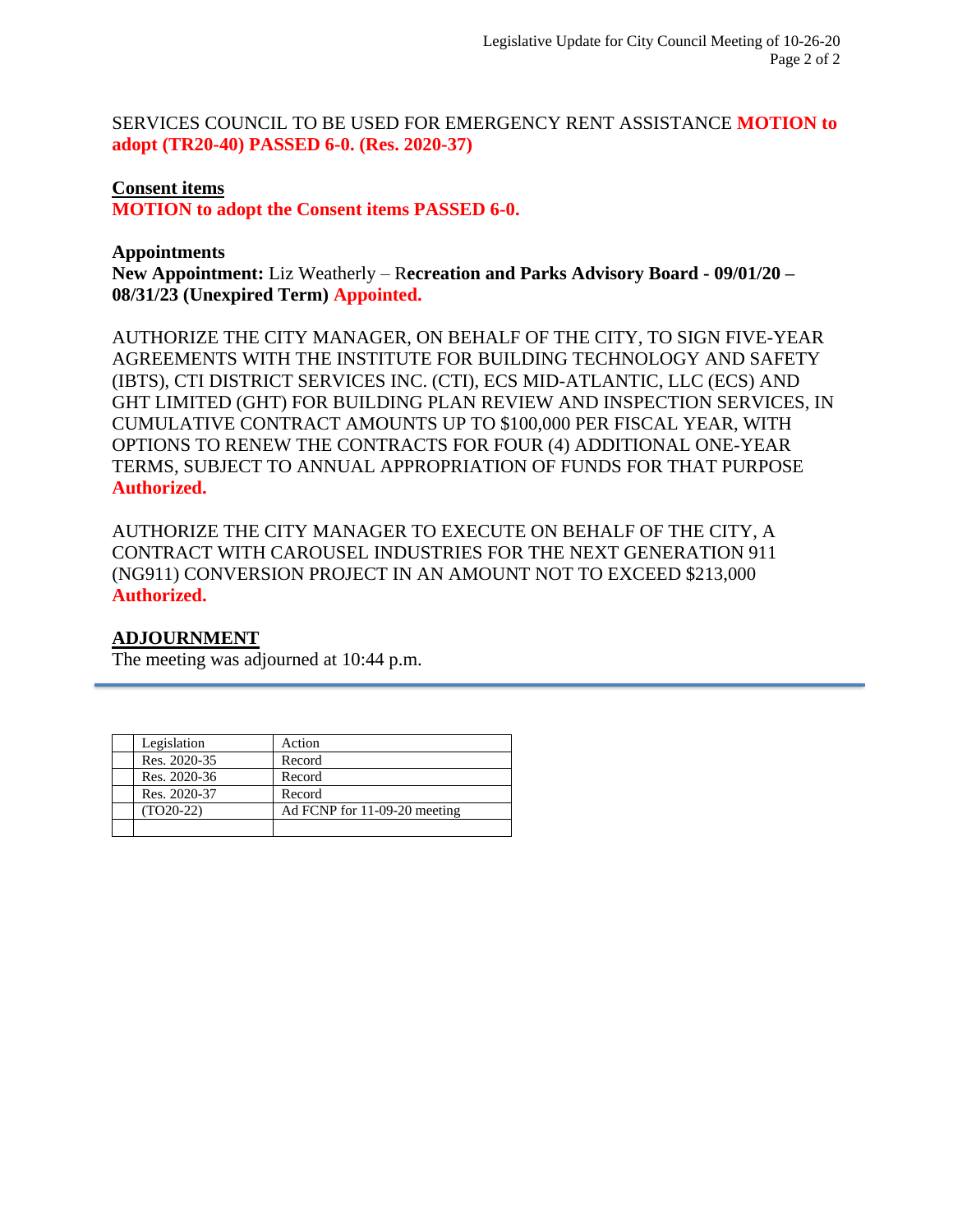SERVICES COUNCIL TO BE USED FOR EMERGENCY RENT ASSISTANCE **MOTION to adopt (TR20-40) PASSED 6-0. (Res. 2020-37)**

**Consent items**

**MOTION to adopt the Consent items PASSED 6-0.**

**Appointments**

**New Appointment:** Liz Weatherly – R**ecreation and Parks Advisory Board - 09/01/20 – 08/31/23 (Unexpired Term)** **Appointed.**

AUTHORIZE THE CITY MANAGER, ON BEHALF OF THE CITY, TO SIGN FIVE-YEAR AGREEMENTS WITH THE INSTITUTE FOR BUILDING TECHNOLOGY AND SAFETY (IBTS), CTI DISTRICT SERVICES INC. (CTI), ECS MID-ATLANTIC, LLC (ECS) AND GHT LIMITED (GHT) FOR BUILDING PLAN REVIEW AND INSPECTION SERVICES, IN CUMULATIVE CONTRACT AMOUNTS UP TO $100,000 PER FISCAL YEAR, WITH OPTIONS TO RENEW THE CONTRACTS FOR FOUR (4) ADDITIONAL ONE-YEAR TERMS, SUBJECT TO ANNUAL APPROPRIATION OF FUNDS FOR THAT PURPOSE **Authorized.**

AUTHORIZE THE CITY MANAGER TO EXECUTE ON BEHALF OF THE CITY, A CONTRACT WITH CAROUSEL INDUSTRIES FOR THE NEXT GENERATION 911 (NG911) CONVERSION PROJECT IN AN AMOUNT NOT TO EXCEED $213,000 **Authorized.**

**ADJOURNMENT**

The meeting was adjourned at 10:44 p.m.

| | Legislation | Action |
|---|---|---|
| | Res. 2020-35 | Record |
| | Res. 2020-36 | Record |
| | Res. 2020-37 | Record |
| | (TO20-22) | Ad FCNP for 11-09-20 meeting |
| | | |